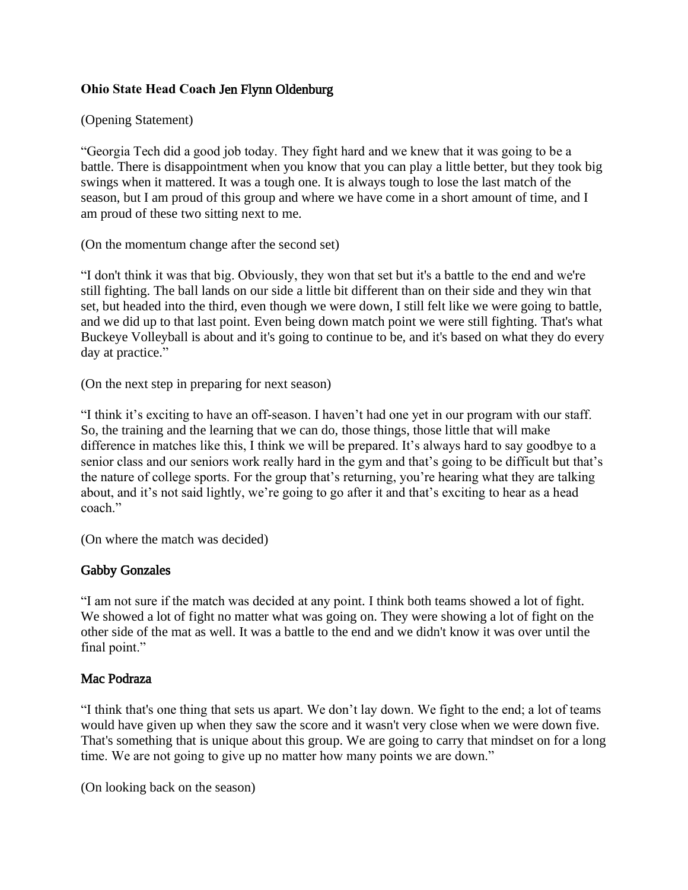**Ohio State Head Coach Jen Flynn Oldenburg**

(Opening Statement)

"Georgia Tech did a good job today. They fight hard and we knew that it was going to be a battle. There is disappointment when you know that you can play a little better, but they took big swings when it mattered. It was a tough one. It is always tough to lose the last match of the season, but I am proud of this group and where we have come in a short amount of time, and I am proud of these two sitting next to me.

(On the momentum change after the second set)

"I don't think it was that big. Obviously, they won that set but it's a battle to the end and we're still fighting. The ball lands on our side a little bit different than on their side and they win that set, but headed into the third, even though we were down, I still felt like we were going to battle, and we did up to that last point. Even being down match point we were still fighting. That's what Buckeye Volleyball is about and it's going to continue to be, and it's based on what they do every day at practice."

(On the next step in preparing for next season)

"I think it's exciting to have an off-season. I haven't had one yet in our program with our staff. So, the training and the learning that we can do, those things, those little that will make difference in matches like this, I think we will be prepared. It's always hard to say goodbye to a senior class and our seniors work really hard in the gym and that's going to be difficult but that's the nature of college sports. For the group that's returning, you're hearing what they are talking about, and it's not said lightly, we're going to go after it and that's exciting to hear as a head coach."

(On where the match was decided)

**Gabby Gonzales**

"I am not sure if the match was decided at any point. I think both teams showed a lot of fight. We showed a lot of fight no matter what was going on. They were showing a lot of fight on the other side of the mat as well. It was a battle to the end and we didn't know it was over until the final point."

**Mac Podraza**

"I think that's one thing that sets us apart. We don't lay down. We fight to the end; a lot of teams would have given up when they saw the score and it wasn't very close when we were down five. That's something that is unique about this group. We are going to carry that mindset on for a long time. We are not going to give up no matter how many points we are down."

(On looking back on the season)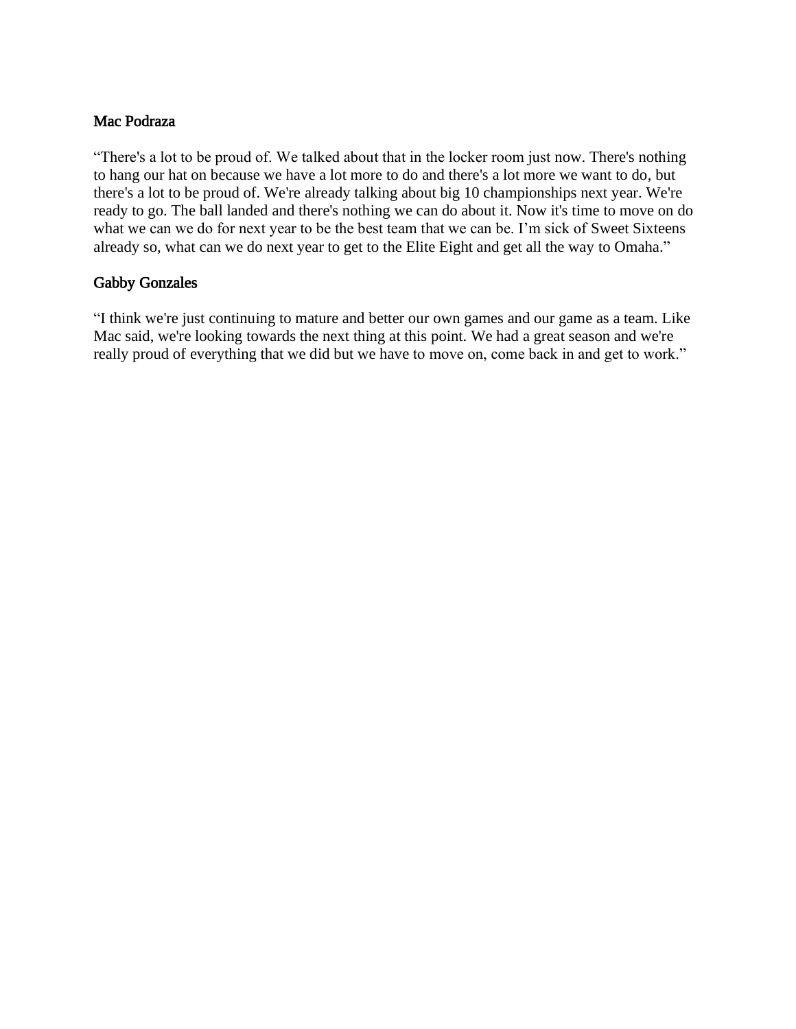## Mac Podraza

“There's a lot to be proud of. We talked about that in the locker room just now. There's nothing to hang our hat on because we have a lot more to do and there's a lot more we want to do, but there's a lot to be proud of. We're already talking about big 10 championships next year. We're ready to go. The ball landed and there's nothing we can do about it. Now it's time to move on do what we can we do for next year to be the best team that we can be. I’m sick of Sweet Sixteens already so, what can we do next year to get to the Elite Eight and get all the way to Omaha.”

## Gabby Gonzales

“I think we're just continuing to mature and better our own games and our game as a team. Like Mac said, we're looking towards the next thing at this point. We had a great season and we're really proud of everything that we did but we have to move on, come back in and get to work.”